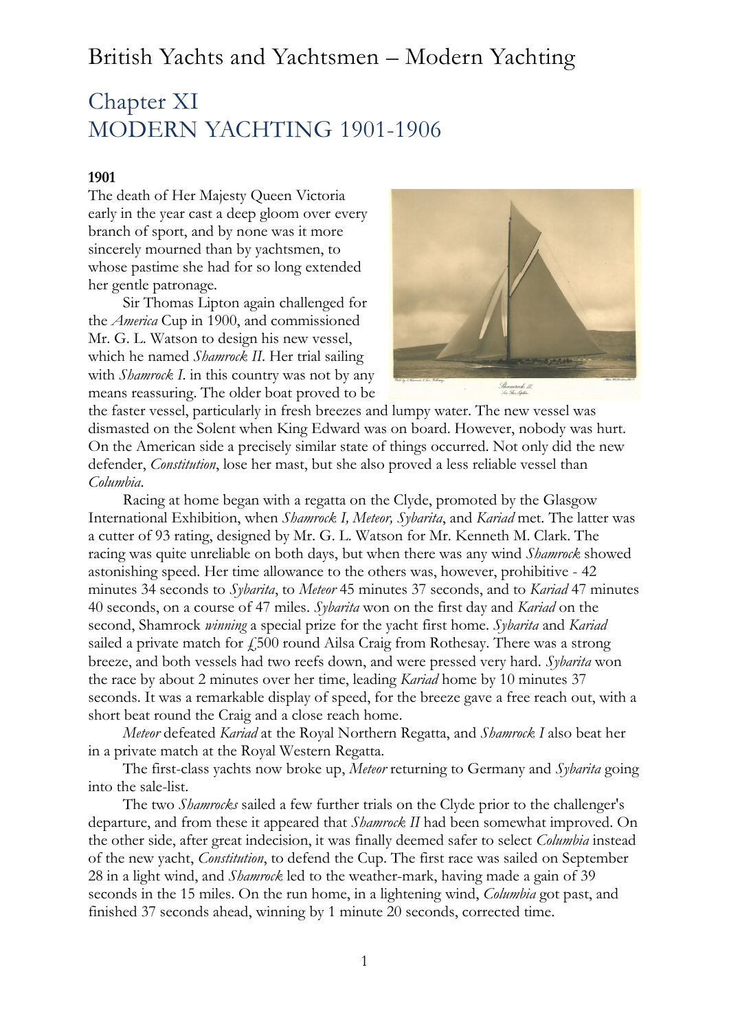# Chapter XI
# MODERN YACHTING 1901-1906

**1901**

The death of Her Majesty Queen Victoria early in the year cast a deep gloom over every branch of sport, and by none was it more sincerely mourned than by yachtsmen, to whose pastime she had for so long extended her gentle patronage.

Sir Thomas Lipton again challenged for the *America* Cup in 1900, and commissioned Mr. G. L. Watson to design his new vessel, which he named *Shamrock II*. Her trial sailing with *Shamrock I*. in this country was not by any means reassuring. The older boat proved to be the faster vessel, particularly in fresh breezes and lumpy water. The new vessel was dismasted on the Solent when King Edward was on board. However, nobody was hurt. On the American side a precisely similar state of things occurred. Not only did the new defender, *Constitution*, lose her mast, but she also proved a less reliable vessel than *Columbia*.

Racing at home began with a regatta on the Clyde, promoted by the Glasgow International Exhibition, when *Shamrock I, Meteor, Sybarita*, and *Kariad* met. The latter was a cutter of 93 rating, designed by Mr. G. L. Watson for Mr. Kenneth M. Clark. The racing was quite unreliable on both days, but when there was any wind *Shamrock* showed astonishing speed. Her time allowance to the others was, however, prohibitive - 42 minutes 34 seconds to *Sybarita*, to *Meteor* 45 minutes 37 seconds, and to *Kariad* 47 minutes 40 seconds, on a course of 47 miles. *Sybarita* won on the first day and *Kariad* on the second, Shamrock *winning* a special prize for the yacht first home. *Sybarita* and *Kariad* sailed a private match for £500 round Ailsa Craig from Rothesay. There was a strong breeze, and both vessels had two reefs down, and were pressed very hard. *Sybarita* won the race by about 2 minutes over her time, leading *Kariad* home by 10 minutes 37 seconds. It was a remarkable display of speed, for the breeze gave a free reach out, with a short beat round the Craig and a close reach home.

*Meteor* defeated *Kariad* at the Royal Northern Regatta, and *Shamrock I* also beat her in a private match at the Royal Western Regatta.

The first-class yachts now broke up, *Meteor* returning to Germany and *Sybarita* going into the sale-list.

The two *Shamrocks* sailed a few further trials on the Clyde prior to the challenger's departure, and from these it appeared that *Shamrock II* had been somewhat improved. On the other side, after great indecision, it was finally deemed safer to select *Columbia* instead of the new yacht, *Constitution*, to defend the Cup. The first race was sailed on September 28 in a light wind, and *Shamrock* led to the weather-mark, having made a gain of 39 seconds in the 15 miles. On the run home, in a lightening wind, *Columbia* got past, and finished 37 seconds ahead, winning by 1 minute 20 seconds, corrected time.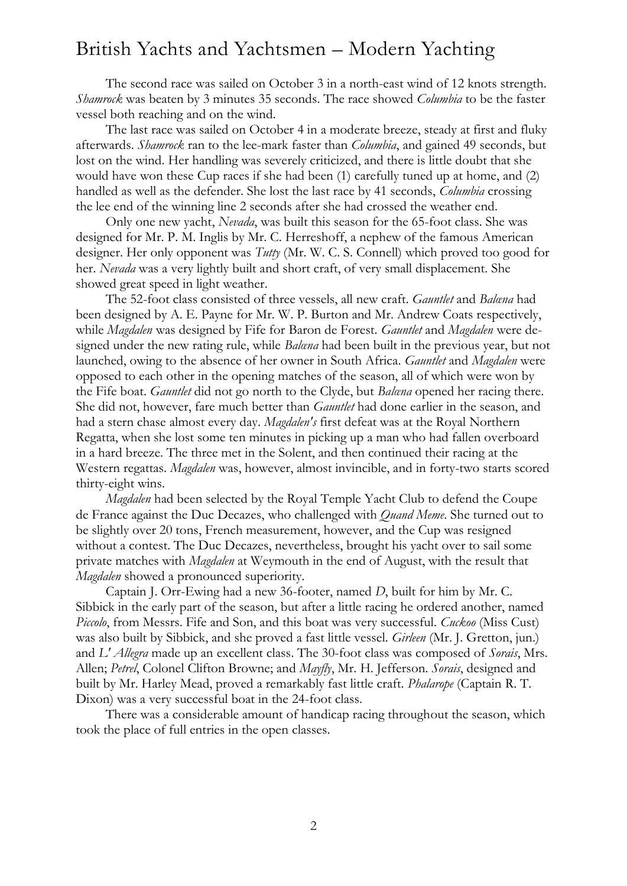The second race was sailed on October 3 in a north-east wind of 12 knots strength. *Shamrock* was beaten by 3 minutes 35 seconds. The race showed *Columbia* to be the faster vessel both reaching and on the wind.

The last race was sailed on October 4 in a moderate breeze, steady at first and fluky afterwards. *Shamrock* ran to the lee-mark faster than *Columbia*, and gained 49 seconds, but lost on the wind. Her handling was severely criticized, and there is little doubt that she would have won these Cup races if she had been (1) carefully tuned up at home, and (2) handled as well as the defender. She lost the last race by 41 seconds, *Columbia* crossing the lee end of the winning line 2 seconds after she had crossed the weather end.

Only one new yacht, *Nevada*, was built this season for the 65-foot class. She was designed for Mr. P. M. Inglis by Mr. C. Herreshoff, a nephew of the famous American designer. Her only opponent was *Tutty* (Mr. W. C. S. Connell) which proved too good for her. *Nevada* was a very lightly built and short craft, of very small displacement. She showed great speed in light weather.

The 52-foot class consisted of three vessels, all new craft. *Gauntlet* and *Balæna* had been designed by A. E. Payne for Mr. W. P. Burton and Mr. Andrew Coats respectively, while *Magdalen* was designed by Fife for Baron de Forest. *Gauntlet* and *Magdalen* were designed under the new rating rule, while *Balæna* had been built in the previous year, but not launched, owing to the absence of her owner in South Africa. *Gauntlet* and *Magdalen* were opposed to each other in the opening matches of the season, all of which were won by the Fife boat. *Gauntlet* did not go north to the Clyde, but *Balæna* opened her racing there. She did not, however, fare much better than *Gauntlet* had done earlier in the season, and had a stern chase almost every day. *Magdalen's* first defeat was at the Royal Northern Regatta, when she lost some ten minutes in picking up a man who had fallen overboard in a hard breeze. The three met in the Solent, and then continued their racing at the Western regattas. *Magdalen* was, however, almost invincible, and in forty-two starts scored thirty-eight wins.

*Magdalen* had been selected by the Royal Temple Yacht Club to defend the Coupe de France against the Duc Decazes, who challenged with *Quand Meme*. She turned out to be slightly over 20 tons, French measurement, however, and the Cup was resigned without a contest. The Duc Decazes, nevertheless, brought his yacht over to sail some private matches with *Magdalen* at Weymouth in the end of August, with the result that *Magdalen* showed a pronounced superiority.

Captain J. Orr-Ewing had a new 36-footer, named *D*, built for him by Mr. C. Sibbick in the early part of the season, but after a little racing he ordered another, named *Piccolo*, from Messrs. Fife and Son, and this boat was very successful. *Cuckoo* (Miss Cust) was also built by Sibbick, and she proved a fast little vessel. *Girleen* (Mr. J. Gretton, jun.) and *L' Allegra* made up an excellent class. The 30-foot class was composed of *Sorais*, Mrs. Allen; *Petrel*, Colonel Clifton Browne; and *Mayfly*, Mr. H. Jefferson. *Sorais*, designed and built by Mr. Harley Mead, proved a remarkably fast little craft. *Phalarope* (Captain R. T. Dixon) was a very successful boat in the 24-foot class.

There was a considerable amount of handicap racing throughout the season, which took the place of full entries in the open classes.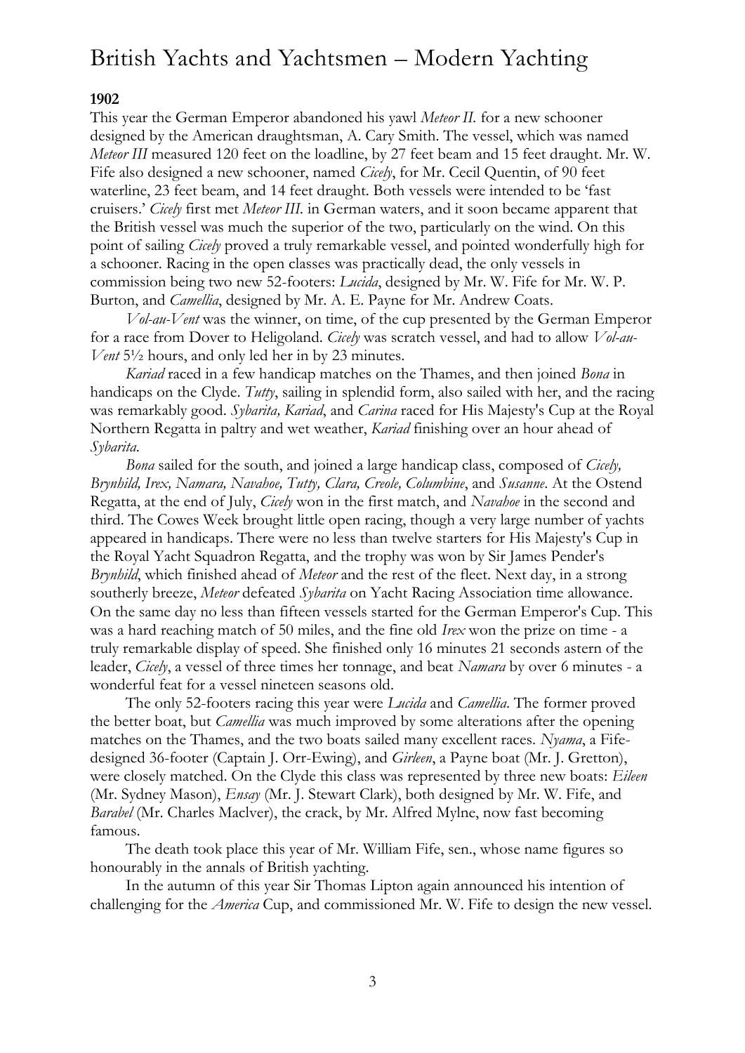## 1902

This year the German Emperor abandoned his yawl *Meteor II.* for a new schooner designed by the American draughtsman, A. Cary Smith. The vessel, which was named *Meteor III* measured 120 feet on the loadline, by 27 feet beam and 15 feet draught. Mr. W. Fife also designed a new schooner, named *Cicely*, for Mr. Cecil Quentin, of 90 feet waterline, 23 feet beam, and 14 feet draught. Both vessels were intended to be 'fast cruisers.' *Cicely* first met *Meteor III.* in German waters, and it soon became apparent that the British vessel was much the superior of the two, particularly on the wind. On this point of sailing *Cicely* proved a truly remarkable vessel, and pointed wonderfully high for a schooner. Racing in the open classes was practically dead, the only vessels in commission being two new 52-footers: *Lucida*, designed by Mr. W. Fife for Mr. W. P. Burton, and *Camellia*, designed by Mr. A. E. Payne for Mr. Andrew Coats.

*Vol-au-Vent* was the winner, on time, of the cup presented by the German Emperor for a race from Dover to Heligoland. *Cicely* was scratch vessel, and had to allow *Vol-au-Vent* 5½ hours, and only led her in by 23 minutes.

*Kariad* raced in a few handicap matches on the Thames, and then joined *Bona* in handicaps on the Clyde. *Tutty*, sailing in splendid form, also sailed with her, and the racing was remarkably good. *Sybarita, Kariad*, and *Carina* raced for His Majesty's Cup at the Royal Northern Regatta in paltry and wet weather, *Kariad* finishing over an hour ahead of *Sybarita*.

*Bona* sailed for the south, and joined a large handicap class, composed of *Cicely, Brynhild, Irex, Namara, Navahoe, Tutty, Clara, Creole, Columbine*, and *Susanne*. At the Ostend Regatta, at the end of July, *Cicely* won in the first match, and *Navahoe* in the second and third. The Cowes Week brought little open racing, though a very large number of yachts appeared in handicaps. There were no less than twelve starters for His Majesty's Cup in the Royal Yacht Squadron Regatta, and the trophy was won by Sir James Pender's *Brynhild*, which finished ahead of *Meteor* and the rest of the fleet. Next day, in a strong southerly breeze, *Meteor* defeated *Sybarita* on Yacht Racing Association time allowance. On the same day no less than fifteen vessels started for the German Emperor's Cup. This was a hard reaching match of 50 miles, and the fine old *Irex* won the prize on time - a truly remarkable display of speed. She finished only 16 minutes 21 seconds astern of the leader, *Cicely*, a vessel of three times her tonnage, and beat *Namara* by over 6 minutes - a wonderful feat for a vessel nineteen seasons old.

The only 52-footers racing this year were *Lucida* and *Camellia*. The former proved the better boat, but *Camellia* was much improved by some alterations after the opening matches on the Thames, and the two boats sailed many excellent races. *Nyama*, a Fife-designed 36-footer (Captain J. Orr-Ewing), and *Girleen*, a Payne boat (Mr. J. Gretton), were closely matched. On the Clyde this class was represented by three new boats: *Eileen* (Mr. Sydney Mason), *Ensay* (Mr. J. Stewart Clark), both designed by Mr. W. Fife, and *Barabel* (Mr. Charles MacIver), the crack, by Mr. Alfred Mylne, now fast becoming famous.

The death took place this year of Mr. William Fife, sen., whose name figures so honourably in the annals of British yachting.

In the autumn of this year Sir Thomas Lipton again announced his intention of challenging for the *America* Cup, and commissioned Mr. W. Fife to design the new vessel.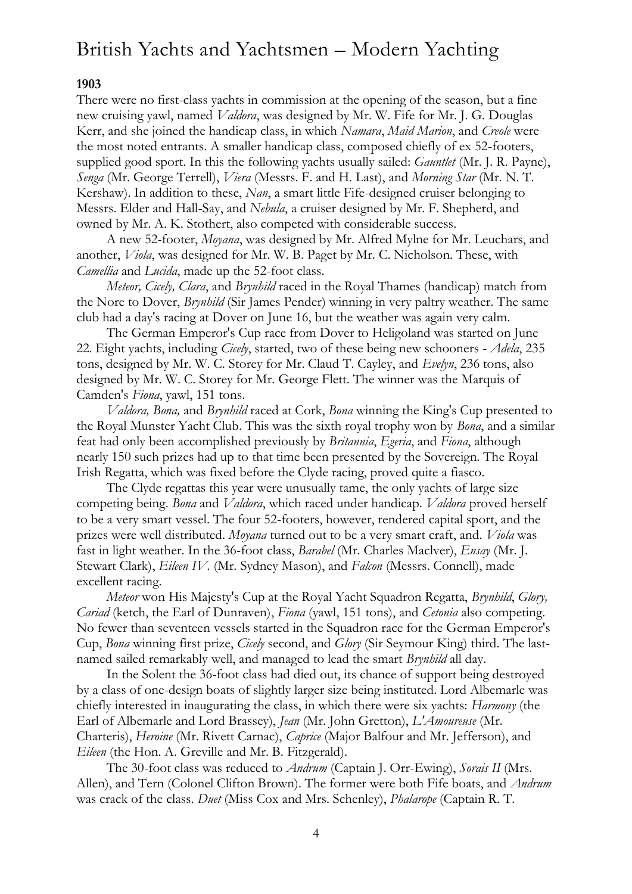**1903**

There were no first-class yachts in commission at the opening of the season, but a fine new cruising yawl, named *Valdora*, was designed by Mr. W. Fife for Mr. J. G. Douglas Kerr, and she joined the handicap class, in which *Namara*, *Maid Marion*, and *Creole* were the most noted entrants. A smaller handicap class, composed chiefly of ex 52-footers, supplied good sport. In this the following yachts usually sailed: *Gauntlet* (Mr. J. R. Payne), *Senga* (Mr. George Terrell), *Viera* (Messrs. F. and H. Last), and *Morning Star* (Mr. N. T. Kershaw). In addition to these, *Nan*, a smart little Fife-designed cruiser belonging to Messrs. Elder and Hall-Say, and *Nebula*, a cruiser designed by Mr. F. Shepherd, and owned by Mr. A. K. Stothert, also competed with considerable success.

A new 52-footer, *Moyana*, was designed by Mr. Alfred Mylne for Mr. Leuchars, and another, *Viola*, was designed for Mr. W. B. Paget by Mr. C. Nicholson. These, with *Camellia* and *Lucida*, made up the 52-foot class.

*Meteor, Cicely, Clara*, and *Brynhild* raced in the Royal Thames (handicap) match from the Nore to Dover, *Brynhild* (Sir James Pender) winning in very paltry weather. The same club had a day's racing at Dover on June 16, but the weather was again very calm.

The German Emperor's Cup race from Dover to Heligoland was started on June 22. Eight yachts, including *Cicely*, started, two of these being new schooners - *Adela*, 235 tons, designed by Mr. W. C. Storey for Mr. Claud T. Cayley, and *Evelyn*, 236 tons, also designed by Mr. W. C. Storey for Mr. George Flett. The winner was the Marquis of Camden's *Fiona*, yawl, 151 tons.

*Valdora, Bona,* and *Brynhild* raced at Cork, *Bona* winning the King's Cup presented to the Royal Munster Yacht Club. This was the sixth royal trophy won by *Bona*, and a similar feat had only been accomplished previously by *Britannia*, *Egeria*, and *Fiona*, although nearly 150 such prizes had up to that time been presented by the Sovereign. The Royal Irish Regatta, which was fixed before the Clyde racing, proved quite a fiasco.

The Clyde regattas this year were unusually tame, the only yachts of large size competing being. *Bona* and *Valdora*, which raced under handicap. *Valdora* proved herself to be a very smart vessel. The four 52-footers, however, rendered capital sport, and the prizes were well distributed. *Moyana* turned out to be a very smart craft, and. *Viola* was fast in light weather. In the 36-foot class, *Barabel* (Mr. Charles MacIver), *Ensay* (Mr. J. Stewart Clark), *Eileen IV.* (Mr. Sydney Mason), and *Falcon* (Messrs. Connell), made excellent racing.

*Meteor* won His Majesty's Cup at the Royal Yacht Squadron Regatta, *Brynhild*, *Glory, Cariad* (ketch, the Earl of Dunraven), *Fiona* (yawl, 151 tons), and *Cetonia* also competing. No fewer than seventeen vessels started in the Squadron race for the German Emperor's Cup, *Bona* winning first prize, *Cicely* second, and *Glory* (Sir Seymour King) third. The last-named sailed remarkably well, and managed to lead the smart *Brynhild* all day.

In the Solent the 36-foot class had died out, its chance of support being destroyed by a class of one-design boats of slightly larger size being instituted. Lord Albemarle was chiefly interested in inaugurating the class, in which there were six yachts: *Harmony* (the Earl of Albemarle and Lord Brassey), *Jean* (Mr. John Gretton), *L'Amoureuse* (Mr. Charteris), *Heroine* (Mr. Rivett Carnac), *Caprice* (Major Balfour and Mr. Jefferson), and *Eileen* (the Hon. A. Greville and Mr. B. Fitzgerald).

The 30-foot class was reduced to *Andrum* (Captain J. Orr-Ewing), *Sorais II* (Mrs. Allen), and Tern (Colonel Clifton Brown). The former were both Fife boats, and *Andrum* was crack of the class. *Duet* (Miss Cox and Mrs. Schenley), *Phalarope* (Captain R. T.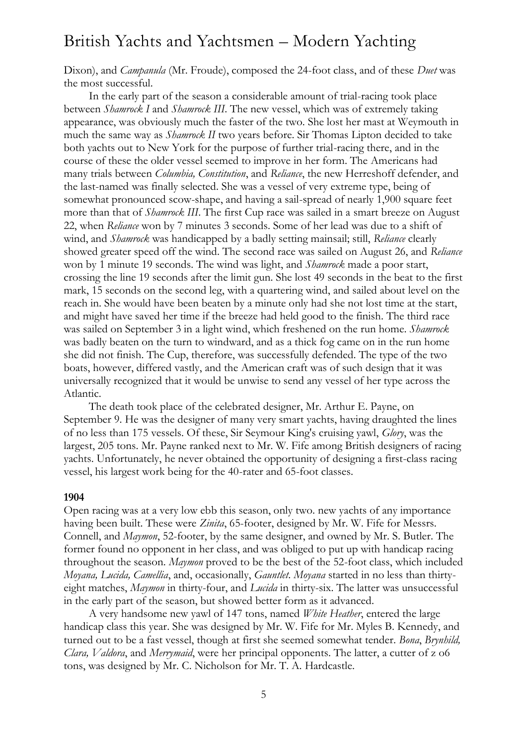Dixon), and *Campanula* (Mr. Froude), composed the 24-foot class, and of these *Duet* was the most successful.

In the early part of the season a considerable amount of trial-racing took place between *Shamrock I* and *Shamrock III*. The new vessel, which was of extremely taking appearance, was obviously much the faster of the two. She lost her mast at Weymouth in much the same way as *Shamrock II* two years before. Sir Thomas Lipton decided to take both yachts out to New York for the purpose of further trial-racing there, and in the course of these the older vessel seemed to improve in her form. The Americans had many trials between *Columbia, Constitution*, and *Reliance*, the new Herreshoff defender, and the last-named was finally selected. She was a vessel of very extreme type, being of somewhat pronounced scow-shape, and having a sail-spread of nearly 1,900 square feet more than that of *Shamrock III*. The first Cup race was sailed in a smart breeze on August 22, when *Reliance* won by 7 minutes 3 seconds. Some of her lead was due to a shift of wind, and *Shamrock* was handicapped by a badly setting mainsail; still, *Reliance* clearly showed greater speed off the wind. The second race was sailed on August 26, and *Reliance* won by 1 minute 19 seconds. The wind was light, and *Shamrock* made a poor start, crossing the line 19 seconds after the limit gun. She lost 49 seconds in the beat to the first mark, 15 seconds on the second leg, with a quartering wind, and sailed about level on the reach in. She would have been beaten by a minute only had she not lost time at the start, and might have saved her time if the breeze had held good to the finish. The third race was sailed on September 3 in a light wind, which freshened on the run home. *Shamrock* was badly beaten on the turn to windward, and as a thick fog came on in the run home she did not finish. The Cup, therefore, was successfully defended. The type of the two boats, however, differed vastly, and the American craft was of such design that it was universally recognized that it would be unwise to send any vessel of her type across the Atlantic.

The death took place of the celebrated designer, Mr. Arthur E. Payne, on September 9. He was the designer of many very smart yachts, having draughted the lines of no less than 175 vessels. Of these, Sir Seymour King's cruising yawl, *Glory*, was the largest, 205 tons. Mr. Payne ranked next to Mr. W. Fife among British designers of racing yachts. Unfortunately, he never obtained the opportunity of designing a first-class racing vessel, his largest work being for the 40-rater and 65-foot classes.

## 1904

Open racing was at a very low ebb this season, only two. new yachts of any importance having been built. These were *Zinita*, 65-footer, designed by Mr. W. Fife for Messrs. Connell, and *Maymon*, 52-footer, by the same designer, and owned by Mr. S. Butler. The former found no opponent in her class, and was obliged to put up with handicap racing throughout the season. *Maymon* proved to be the best of the 52-foot class, which included *Moyana, Lucida, Camellia*, and, occasionally, *Gauntlet*. *Moyana* started in no less than thirty-eight matches, *Maymon* in thirty-four, and *Lucida* in thirty-six. The latter was unsuccessful in the early part of the season, but showed better form as it advanced.

A very handsome new yawl of 147 tons, named *White Heather*, entered the large handicap class this year. She was designed by Mr. W. Fife for Mr. Myles B. Kennedy, and turned out to be a fast vessel, though at first she seemed somewhat tender. *Bona*, *Brynhild, Clara, Valdora*, and *Merrymaid*, were her principal opponents. The latter, a cutter of z o6 tons, was designed by Mr. C. Nicholson for Mr. T. A. Hardcastle.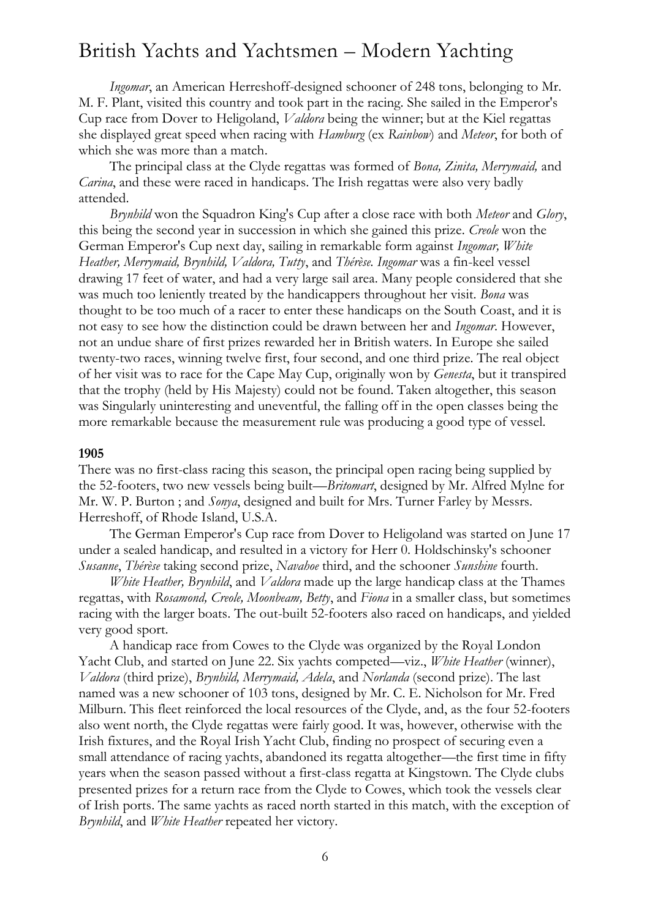*Ingomar*, an American Herreshoff-designed schooner of 248 tons, belonging to Mr. M. F. Plant, visited this country and took part in the racing. She sailed in the Emperor's Cup race from Dover to Heligoland, *Valdora* being the winner; but at the Kiel regattas she displayed great speed when racing with *Hamburg* (ex *Rainbow*) and *Meteor*, for both of which she was more than a match.

The principal class at the Clyde regattas was formed of *Bona, Zinita, Merrymaid,* and *Carina*, and these were raced in handicaps. The Irish regattas were also very badly attended.

*Brynhild* won the Squadron King's Cup after a close race with both *Meteor* and *Glory*, this being the second year in succession in which she gained this prize. *Creole* won the German Emperor's Cup next day, sailing in remarkable form against *Ingomar, White Heather, Merrymaid, Brynhild, Valdora, Tutty*, and *Thérèse. Ingomar* was a fin-keel vessel drawing 17 feet of water, and had a very large sail area. Many people considered that she was much too leniently treated by the handicappers throughout her visit. *Bona* was thought to be too much of a racer to enter these handicaps on the South Coast, and it is not easy to see how the distinction could be drawn between her and *Ingomar*. However, not an undue share of first prizes rewarded her in British waters. In Europe she sailed twenty-two races, winning twelve first, four second, and one third prize. The real object of her visit was to race for the Cape May Cup, originally won by *Genesta*, but it transpired that the trophy (held by His Majesty) could not be found. Taken altogether, this season was Singularly uninteresting and uneventful, the falling off in the open classes being the more remarkable because the measurement rule was producing a good type of vessel.

**1905**

There was no first-class racing this season, the principal open racing being supplied by the 52-footers, two new vessels being built—*Britomart*, designed by Mr. Alfred Mylne for Mr. W. P. Burton ; and *Sonya*, designed and built for Mrs. Turner Farley by Messrs. Herreshoff, of Rhode Island, U.S.A.

The German Emperor's Cup race from Dover to Heligoland was started on June 17 under a sealed handicap, and resulted in a victory for Herr 0. Holdschinsky's schooner *Susanne*, *Thérèse* taking second prize, *Navahoe* third, and the schooner *Sunshine* fourth.

*White Heather, Brynhild*, and *Valdora* made up the large handicap class at the Thames regattas, with *Rosamond, Creole, Moonbeam, Betty*, and *Fiona* in a smaller class, but sometimes racing with the larger boats. The out-built 52-footers also raced on handicaps, and yielded very good sport.

A handicap race from Cowes to the Clyde was organized by the Royal London Yacht Club, and started on June 22. Six yachts competed—viz., *White Heather* (winner), *Valdora* (third prize), *Brynhild, Merrymaid, Adela*, and *Norlanda* (second prize). The last named was a new schooner of 103 tons, designed by Mr. C. E. Nicholson for Mr. Fred Milburn. This fleet reinforced the local resources of the Clyde, and, as the four 52-footers also went north, the Clyde regattas were fairly good. It was, however, otherwise with the Irish fixtures, and the Royal Irish Yacht Club, finding no prospect of securing even a small attendance of racing yachts, abandoned its regatta altogether—the first time in fifty years when the season passed without a first-class regatta at Kingstown. The Clyde clubs presented prizes for a return race from the Clyde to Cowes, which took the vessels clear of Irish ports. The same yachts as raced north started in this match, with the exception of *Brynhild*, and *White Heather* repeated her victory.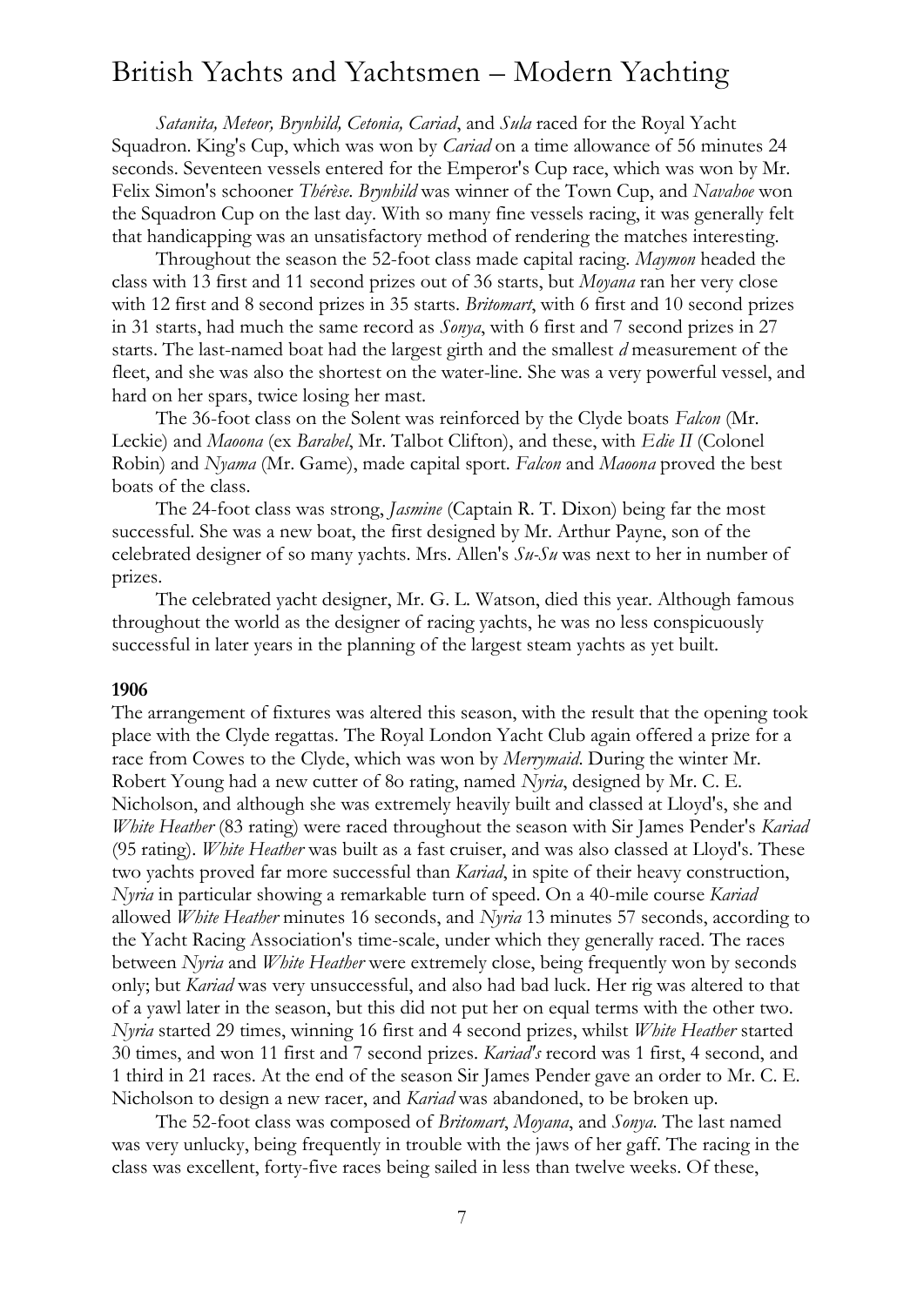*Satanita, Meteor, Brynhild, Cetonia, Cariad*, and *Sula* raced for the Royal Yacht Squadron. King's Cup, which was won by *Cariad* on a time allowance of 56 minutes 24 seconds. Seventeen vessels entered for the Emperor's Cup race, which was won by Mr. Felix Simon's schooner *Thérèse*. *Brynhild* was winner of the Town Cup, and *Navahoe* won the Squadron Cup on the last day. With so many fine vessels racing, it was generally felt that handicapping was an unsatisfactory method of rendering the matches interesting.

Throughout the season the 52-foot class made capital racing. *Maymon* headed the class with 13 first and 11 second prizes out of 36 starts, but *Moyana* ran her very close with 12 first and 8 second prizes in 35 starts. *Britomart*, with 6 first and 10 second prizes in 31 starts, had much the same record as *Sonya*, with 6 first and 7 second prizes in 27 starts. The last-named boat had the largest girth and the smallest *d* measurement of the fleet, and she was also the shortest on the water-line. She was a very powerful vessel, and hard on her spars, twice losing her mast.

The 36-foot class on the Solent was reinforced by the Clyde boats *Falcon* (Mr. Leckie) and *Maoona* (ex *Barabel*, Mr. Talbot Clifton), and these, with *Edie II* (Colonel Robin) and *Nyama* (Mr. Game), made capital sport. *Falcon* and *Maoona* proved the best boats of the class.

The 24-foot class was strong, *Jasmine* (Captain R. T. Dixon) being far the most successful. She was a new boat, the first designed by Mr. Arthur Payne, son of the celebrated designer of so many yachts. Mrs. Allen's *Su-Su* was next to her in number of prizes.

The celebrated yacht designer, Mr. G. L. Watson, died this year. Although famous throughout the world as the designer of racing yachts, he was no less conspicuously successful in later years in the planning of the largest steam yachts as yet built.

**1906**

The arrangement of fixtures was altered this season, with the result that the opening took place with the Clyde regattas. The Royal London Yacht Club again offered a prize for a race from Cowes to the Clyde, which was won by *Merrymaid*. During the winter Mr. Robert Young had a new cutter of 80 rating, named *Nyria*, designed by Mr. C. E. Nicholson, and although she was extremely heavily built and classed at Lloyd's, she and *White Heather* (83 rating) were raced throughout the season with Sir James Pender's *Kariad* (95 rating). *White Heather* was built as a fast cruiser, and was also classed at Lloyd's. These two yachts proved far more successful than *Kariad*, in spite of their heavy construction, *Nyria* in particular showing a remarkable turn of speed. On a 40-mile course *Kariad* allowed *White Heather* minutes 16 seconds, and *Nyria* 13 minutes 57 seconds, according to the Yacht Racing Association's time-scale, under which they generally raced. The races between *Nyria* and *White Heather* were extremely close, being frequently won by seconds only; but *Kariad* was very unsuccessful, and also had bad luck. Her rig was altered to that of a yawl later in the season, but this did not put her on equal terms with the other two. *Nyria* started 29 times, winning 16 first and 4 second prizes, whilst *White Heather* started 30 times, and won 11 first and 7 second prizes. *Kariad's* record was 1 first, 4 second, and 1 third in 21 races. At the end of the season Sir James Pender gave an order to Mr. C. E. Nicholson to design a new racer, and *Kariad* was abandoned, to be broken up.

The 52-foot class was composed of *Britomart*, *Moyana*, and *Sonya*. The last named was very unlucky, being frequently in trouble with the jaws of her gaff. The racing in the class was excellent, forty-five races being sailed in less than twelve weeks. Of these,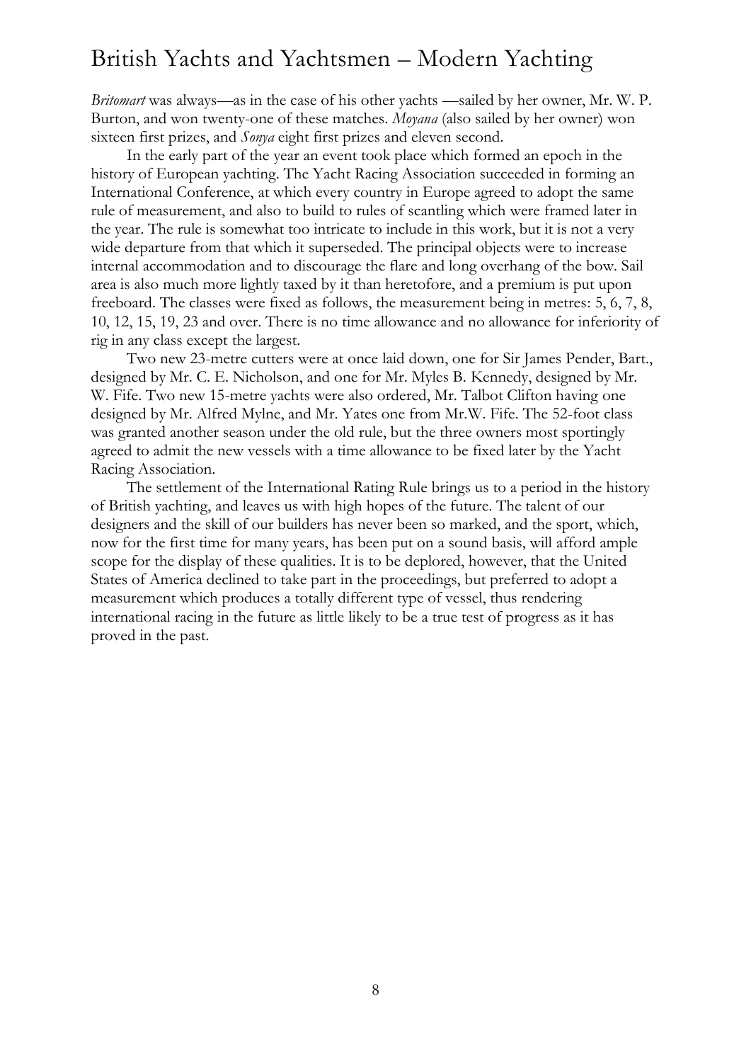*Britomart* was always—as in the case of his other yachts —sailed by her owner, Mr. W. P. Burton, and won twenty-one of these matches. *Moyana* (also sailed by her owner) won sixteen first prizes, and *Sonya* eight first prizes and eleven second.

In the early part of the year an event took place which formed an epoch in the history of European yachting. The Yacht Racing Association succeeded in forming an International Conference, at which every country in Europe agreed to adopt the same rule of measurement, and also to build to rules of scantling which were framed later in the year. The rule is somewhat too intricate to include in this work, but it is not a very wide departure from that which it superseded. The principal objects were to increase internal accommodation and to discourage the flare and long overhang of the bow. Sail area is also much more lightly taxed by it than heretofore, and a premium is put upon freeboard. The classes were fixed as follows, the measurement being in metres: 5, 6, 7, 8, 10, 12, 15, 19, 23 and over. There is no time allowance and no allowance for inferiority of rig in any class except the largest.

Two new 23-metre cutters were at once laid down, one for Sir James Pender, Bart., designed by Mr. C. E. Nicholson, and one for Mr. Myles B. Kennedy, designed by Mr. W. Fife. Two new 15-metre yachts were also ordered, Mr. Talbot Clifton having one designed by Mr. Alfred Mylne, and Mr. Yates one from Mr.W. Fife. The 52-foot class was granted another season under the old rule, but the three owners most sportingly agreed to admit the new vessels with a time allowance to be fixed later by the Yacht Racing Association.

The settlement of the International Rating Rule brings us to a period in the history of British yachting, and leaves us with high hopes of the future. The talent of our designers and the skill of our builders has never been so marked, and the sport, which, now for the first time for many years, has been put on a sound basis, will afford ample scope for the display of these qualities. It is to be deplored, however, that the United States of America declined to take part in the proceedings, but preferred to adopt a measurement which produces a totally different type of vessel, thus rendering international racing in the future as little likely to be a true test of progress as it has proved in the past.